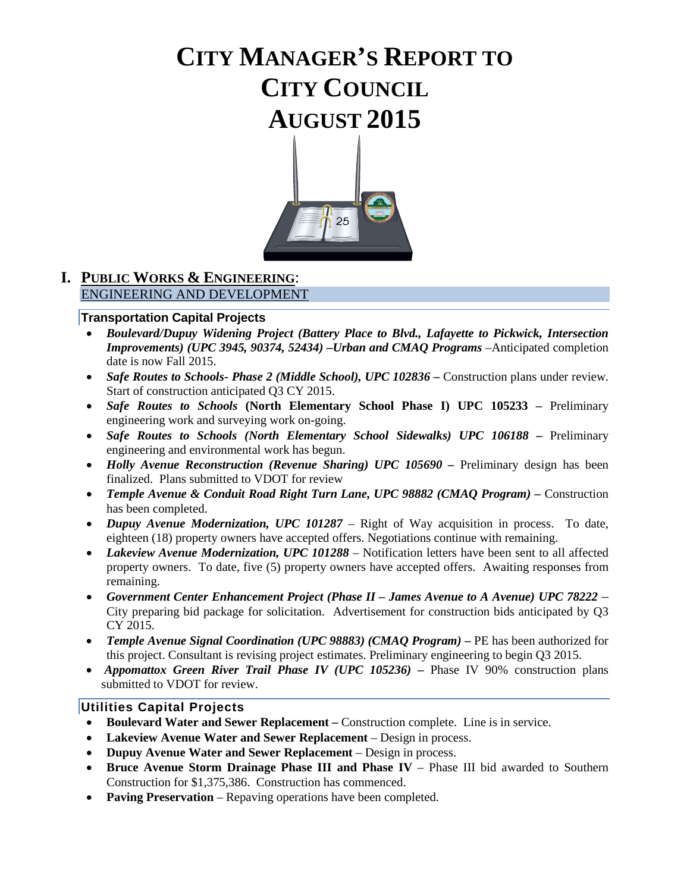# CITY MANAGER'S REPORT TO CITY COUNCIL AUGUST 2015

## I. PUBLIC WORKS & ENGINEERING:

### ENGINEERING AND DEVELOPMENT

#### Transportation Capital Projects

- ***Boulevard/Dupuy Widening Project (Battery Place to Blvd., Lafayette to Pickwick, Intersection Improvements) (UPC 3945, 90374, 52434) –Urban and CMAQ Programs*** –Anticipated completion date is now Fall 2015.
- ***Safe Routes to Schools- Phase 2 (Middle School), UPC 102836 –*** Construction plans under review. Start of construction anticipated Q3 CY 2015.
- ***Safe Routes to Schools* (North Elementary School Phase I) UPC 105233 –** Preliminary engineering work and surveying work on-going.
- ***Safe Routes to Schools (North Elementary School Sidewalks) UPC 106188 –*** Preliminary engineering and environmental work has begun.
- ***Holly Avenue Reconstruction (Revenue Sharing) UPC 105690 –*** Preliminary design has been finalized. Plans submitted to VDOT for review
- ***Temple Avenue & Conduit Road Right Turn Lane, UPC 98882 (CMAQ Program) –*** Construction has been completed.
- ***Dupuy Avenue Modernization, UPC 101287*** – Right of Way acquisition in process. To date, eighteen (18) property owners have accepted offers. Negotiations continue with remaining.
- ***Lakeview Avenue Modernization, UPC 101288*** – Notification letters have been sent to all affected property owners. To date, five (5) property owners have accepted offers. Awaiting responses from remaining.
- ***Government Center Enhancement Project (Phase II – James Avenue to A Avenue) UPC 78222*** – City preparing bid package for solicitation. Advertisement for construction bids anticipated by Q3 CY 2015.
- ***Temple Avenue Signal Coordination (UPC 98883) (CMAQ Program) –*** PE has been authorized for this project. Consultant is revising project estimates. Preliminary engineering to begin Q3 2015.
- ***Appomattox Green River Trail Phase IV (UPC 105236) –*** Phase IV 90% construction plans submitted to VDOT for review.

#### Utilities Capital Projects

- **Boulevard Water and Sewer Replacement –** Construction complete. Line is in service.
- **Lakeview Avenue Water and Sewer Replacement** – Design in process.
- **Dupuy Avenue Water and Sewer Replacement** – Design in process.
- **Bruce Avenue Storm Drainage Phase III and Phase IV** – Phase III bid awarded to Southern Construction for $1,375,386. Construction has commenced.
- **Paving Preservation** – Repaving operations have been completed.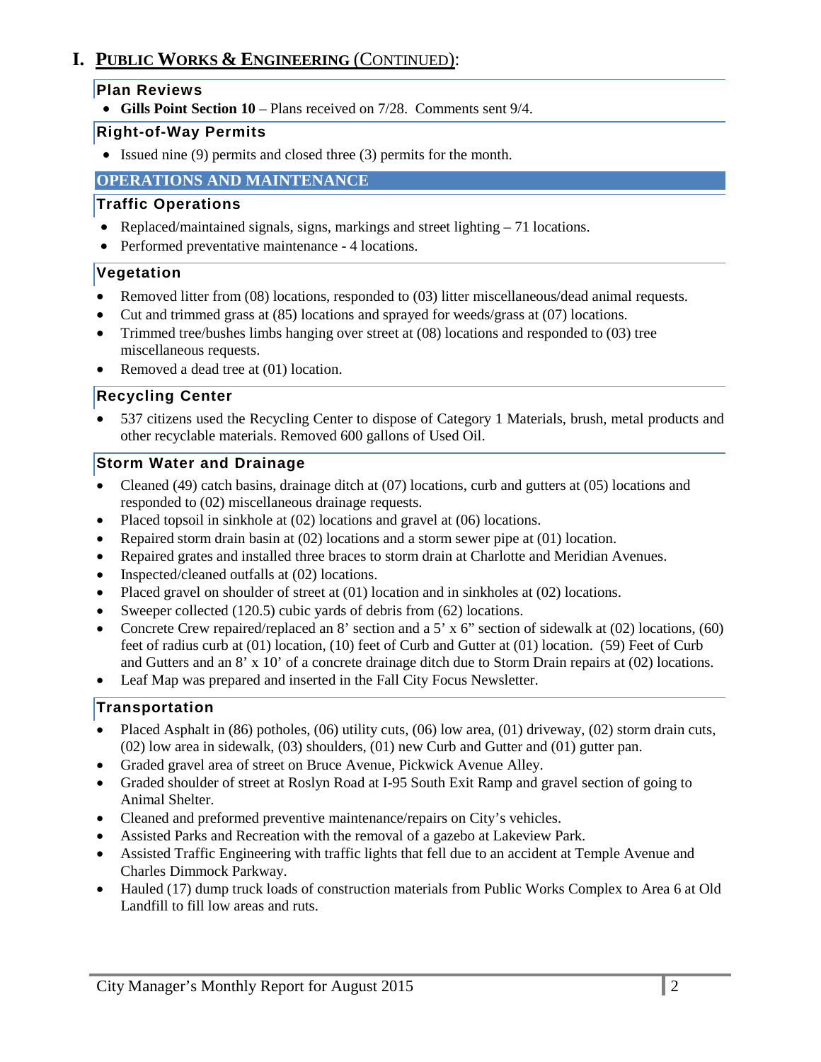# I. PUBLIC WORKS & ENGINEERING (CONTINUED):

### Plan Reviews

- **Gills Point Section 10** – Plans received on 7/28. Comments sent 9/4.

### Right-of-Way Permits

- Issued nine (9) permits and closed three (3) permits for the month.

## OPERATIONS AND MAINTENANCE

### Traffic Operations

- Replaced/maintained signals, signs, markings and street lighting – 71 locations.
- Performed preventative maintenance - 4 locations.

### Vegetation

- Removed litter from (08) locations, responded to (03) litter miscellaneous/dead animal requests.
- Cut and trimmed grass at (85) locations and sprayed for weeds/grass at (07) locations.
- Trimmed tree/bushes limbs hanging over street at (08) locations and responded to (03) tree miscellaneous requests.
- Removed a dead tree at (01) location.

### Recycling Center

- 537 citizens used the Recycling Center to dispose of Category 1 Materials, brush, metal products and other recyclable materials. Removed 600 gallons of Used Oil.

### Storm Water and Drainage

- Cleaned (49) catch basins, drainage ditch at (07) locations, curb and gutters at (05) locations and responded to (02) miscellaneous drainage requests.
- Placed topsoil in sinkhole at (02) locations and gravel at (06) locations.
- Repaired storm drain basin at (02) locations and a storm sewer pipe at (01) location.
- Repaired grates and installed three braces to storm drain at Charlotte and Meridian Avenues.
- Inspected/cleaned outfalls at (02) locations.
- Placed gravel on shoulder of street at (01) location and in sinkholes at (02) locations.
- Sweeper collected (120.5) cubic yards of debris from (62) locations.
- Concrete Crew repaired/replaced an 8' section and a 5' x 6" section of sidewalk at (02) locations, (60) feet of radius curb at (01) location, (10) feet of Curb and Gutter at (01) location. (59) Feet of Curb and Gutters and an 8' x 10' of a concrete drainage ditch due to Storm Drain repairs at (02) locations.
- Leaf Map was prepared and inserted in the Fall City Focus Newsletter.

### Transportation

- Placed Asphalt in (86) potholes, (06) utility cuts, (06) low area, (01) driveway, (02) storm drain cuts, (02) low area in sidewalk, (03) shoulders, (01) new Curb and Gutter and (01) gutter pan.
- Graded gravel area of street on Bruce Avenue, Pickwick Avenue Alley.
- Graded shoulder of street at Roslyn Road at I-95 South Exit Ramp and gravel section of going to Animal Shelter.
- Cleaned and preformed preventive maintenance/repairs on City's vehicles.
- Assisted Parks and Recreation with the removal of a gazebo at Lakeview Park.
- Assisted Traffic Engineering with traffic lights that fell due to an accident at Temple Avenue and Charles Dimmock Parkway.
- Hauled (17) dump truck loads of construction materials from Public Works Complex to Area 6 at Old Landfill to fill low areas and ruts.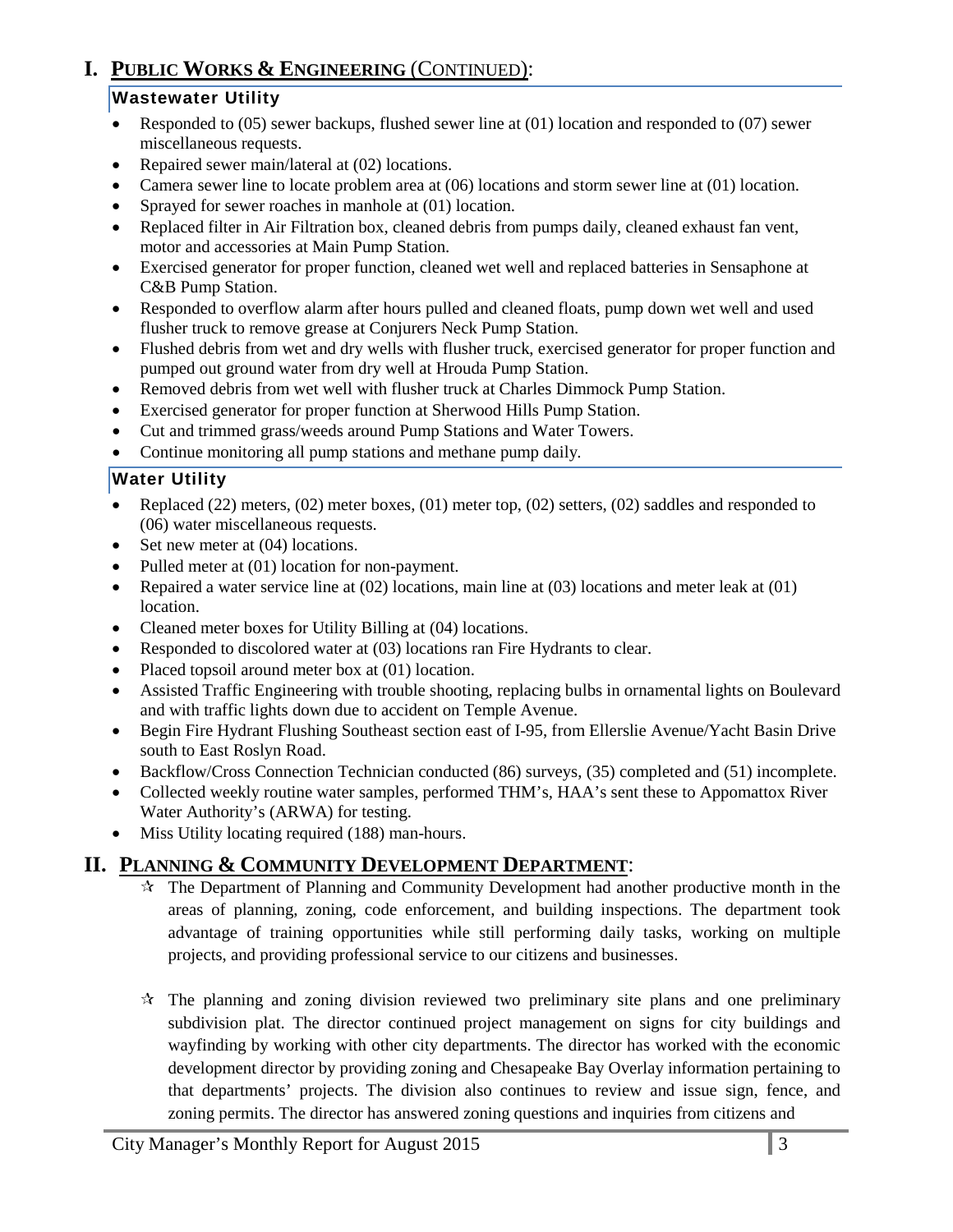# I. PUBLIC WORKS & ENGINEERING (CONTINUED):

### Wastewater Utility

- Responded to (05) sewer backups, flushed sewer line at (01) location and responded to (07) sewer miscellaneous requests.
- Repaired sewer main/lateral at (02) locations.
- Camera sewer line to locate problem area at (06) locations and storm sewer line at (01) location.
- Sprayed for sewer roaches in manhole at (01) location.
- Replaced filter in Air Filtration box, cleaned debris from pumps daily, cleaned exhaust fan vent, motor and accessories at Main Pump Station.
- Exercised generator for proper function, cleaned wet well and replaced batteries in Sensaphone at C&B Pump Station.
- Responded to overflow alarm after hours pulled and cleaned floats, pump down wet well and used flusher truck to remove grease at Conjurers Neck Pump Station.
- Flushed debris from wet and dry wells with flusher truck, exercised generator for proper function and pumped out ground water from dry well at Hrouda Pump Station.
- Removed debris from wet well with flusher truck at Charles Dimmock Pump Station.
- Exercised generator for proper function at Sherwood Hills Pump Station.
- Cut and trimmed grass/weeds around Pump Stations and Water Towers.
- Continue monitoring all pump stations and methane pump daily.

### Water Utility

- Replaced (22) meters, (02) meter boxes, (01) meter top, (02) setters, (02) saddles and responded to (06) water miscellaneous requests.
- Set new meter at (04) locations.
- Pulled meter at (01) location for non-payment.
- Repaired a water service line at (02) locations, main line at (03) locations and meter leak at (01) location.
- Cleaned meter boxes for Utility Billing at (04) locations.
- Responded to discolored water at (03) locations ran Fire Hydrants to clear.
- Placed topsoil around meter box at (01) location.
- Assisted Traffic Engineering with trouble shooting, replacing bulbs in ornamental lights on Boulevard and with traffic lights down due to accident on Temple Avenue.
- Begin Fire Hydrant Flushing Southeast section east of I-95, from Ellerslie Avenue/Yacht Basin Drive south to East Roslyn Road.
- Backflow/Cross Connection Technician conducted (86) surveys, (35) completed and (51) incomplete.
- Collected weekly routine water samples, performed THM's, HAA's sent these to Appomattox River Water Authority's (ARWA) for testing.
- Miss Utility locating required (188) man-hours.

# II. PLANNING & COMMUNITY DEVELOPMENT DEPARTMENT:

- ☆ The Department of Planning and Community Development had another productive month in the areas of planning, zoning, code enforcement, and building inspections. The department took advantage of training opportunities while still performing daily tasks, working on multiple projects, and providing professional service to our citizens and businesses.

- ☆ The planning and zoning division reviewed two preliminary site plans and one preliminary subdivision plat. The director continued project management on signs for city buildings and wayfinding by working with other city departments. The director has worked with the economic development director by providing zoning and Chesapeake Bay Overlay information pertaining to that departments' projects. The division also continues to review and issue sign, fence, and zoning permits. The director has answered zoning questions and inquiries from citizens and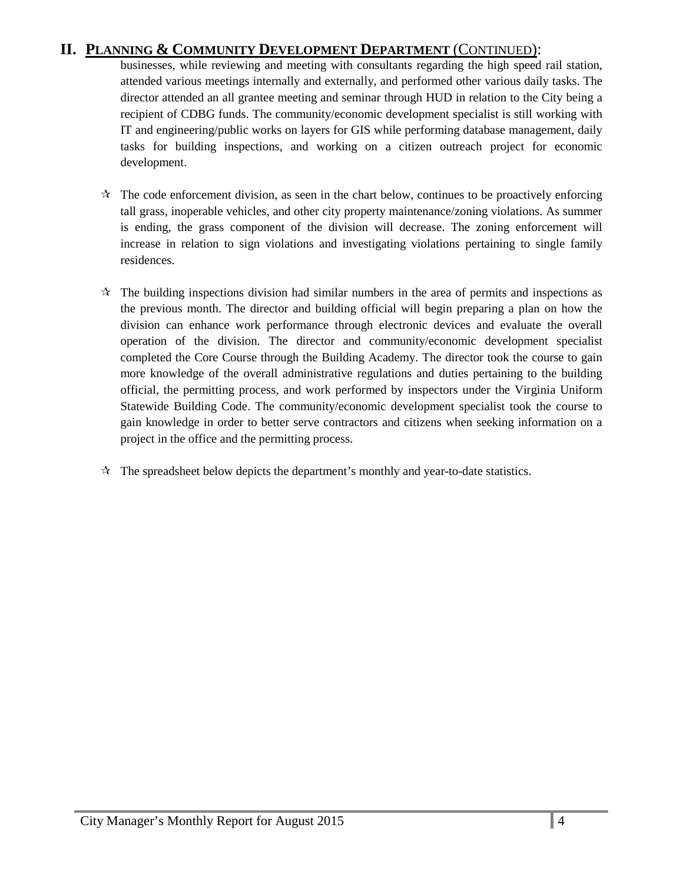## II. PLANNING & COMMUNITY DEVELOPMENT DEPARTMENT (CONTINUED):

businesses, while reviewing and meeting with consultants regarding the high speed rail station, attended various meetings internally and externally, and performed other various daily tasks. The director attended an all grantee meeting and seminar through HUD in relation to the City being a recipient of CDBG funds. The community/economic development specialist is still working with IT and engineering/public works on layers for GIS while performing database management, daily tasks for building inspections, and working on a citizen outreach project for economic development.

- ✰ The code enforcement division, as seen in the chart below, continues to be proactively enforcing tall grass, inoperable vehicles, and other city property maintenance/zoning violations. As summer is ending, the grass component of the division will decrease. The zoning enforcement will increase in relation to sign violations and investigating violations pertaining to single family residences.

- ✰ The building inspections division had similar numbers in the area of permits and inspections as the previous month. The director and building official will begin preparing a plan on how the division can enhance work performance through electronic devices and evaluate the overall operation of the division. The director and community/economic development specialist completed the Core Course through the Building Academy. The director took the course to gain more knowledge of the overall administrative regulations and duties pertaining to the building official, the permitting process, and work performed by inspectors under the Virginia Uniform Statewide Building Code. The community/economic development specialist took the course to gain knowledge in order to better serve contractors and citizens when seeking information on a project in the office and the permitting process.

- ✰ The spreadsheet below depicts the department's monthly and year-to-date statistics.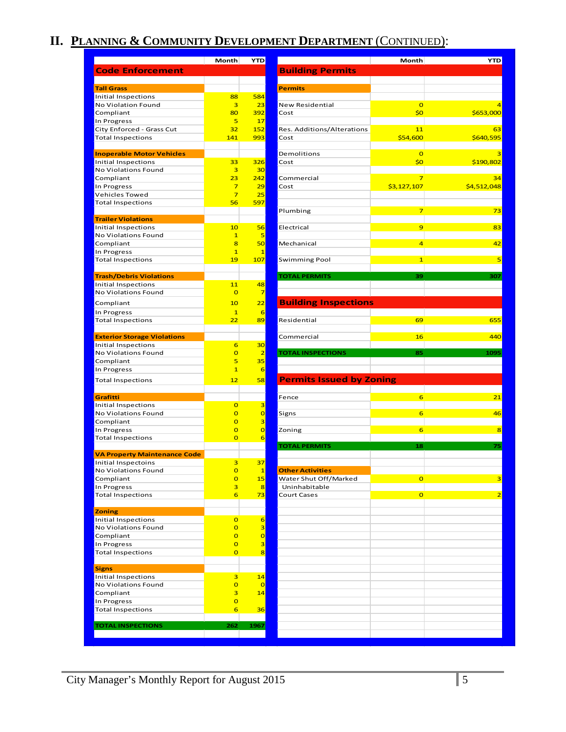# II. Planning & Community Development Department (Continued):

| Code Enforcement | Month | YTD |
|---|---|---|
| **Tall Grass** | | |
| Initial Inspections | 88 | 584 |
| No Violation Found | 3 | 23 |
| Compliant | 80 | 392 |
| In Progress | 5 | 17 |
| City Enforced - Grass Cut | 32 | 152 |
| Total Inspections | 141 | 993 |
| **Inoperable Motor Vehicles** | | |
| Initial Inspections | 33 | 326 |
| No Violations Found | 3 | 30 |
| Compliant | 23 | 242 |
| In Progress | 7 | 29 |
| Vehicles Towed | 7 | 25 |
| Total Inspections | 56 | 597 |
| **Trailer Violations** | | |
| Initial Inspections | 10 | 56 |
| No Violations Found | 1 | 5 |
| Compliant | 8 | 50 |
| In Progress | 1 | 1 |
| Total Inspections | 19 | 107 |
| **Trash/Debris Violations** | | |
| Initial Inspections | 11 | 48 |
| No Violations Found | 0 | 7 |
| Compliant | 10 | 22 |
| In Progress | 1 | 6 |
| Total Inspections | 22 | 89 |
| **Exterior Storage Violations** | | |
| Initial Inspections | 6 | 30 |
| No Violations Found | 0 | 2 |
| Compliant | 5 | 35 |
| In Progress | 1 | 6 |
| Total Inspections | 12 | 58 |
| **Grafitti** | | |
| Initial Inspections | 0 | 3 |
| No Violations Found | 0 | 0 |
| Compliant | 0 | 3 |
| In Progress | 0 | 0 |
| Total Inspections | 0 | 6 |
| **VA Property Maintenance Code** | | |
| Initial Inspectoins | 3 | 37 |
| No Violations Found | 0 | 1 |
| Compliant | 0 | 15 |
| In Progress | 3 | 8 |
| Total Inspections | 6 | 73 |
| **Zoning** | | |
| Initial Inspections | 0 | 6 |
| No Violations Found | 0 | 3 |
| Compliant | 0 | 0 |
| In Progress | 0 | 3 |
| Total Inspections | 0 | 8 |
| **Signs** | | |
| Initial Inspections | 3 | 14 |
| No Violations Found | 0 | 0 |
| Compliant | 3 | 14 |
| In Progress | 0 | |
| Total Inspections | 6 | 36 |
| **TOTAL INSPECTIONS** | **262** | **1967** |

| Building Permits | Month | YTD |
|---|---|---|
| **Permits** | | |
| New Residential | 0 | 4 |
| Cost | $0 | $653,000 |
| Res. Additions/Alterations | 11 | 63 |
| Cost | $54,600 | $640,595 |
| Demolitions | 0 | 3 |
| Cost | $0 | $190,802 |
| Commercial | 7 | 34 |
| Cost | $3,127,107 | $4,512,048 |
| Plumbing | 7 | 73 |
| Electrical | 9 | 83 |
| Mechanical | 4 | 42 |
| Swimming Pool | 1 | 5 |
| **TOTAL PERMITS** | **39** | **307** |

| Building Inspections | Month | YTD |
|---|---|---|
| Residential | 69 | 655 |
| Commercial | 16 | 440 |
| **TOTAL INSPECTIONS** | **85** | **1095** |

| Permits Issued by Zoning | Month | YTD |
|---|---|---|
| Fence | 6 | 21 |
| Signs | 6 | 46 |
| Zoning | 6 | 8 |
| **TOTAL PERMITS** | **18** | **75** |

| Other Activities | Month | YTD |
|---|---|---|
| Water Shut Off/Marked Uninhabitable | 0 | 3 |
| Court Cases | 0 | 2 |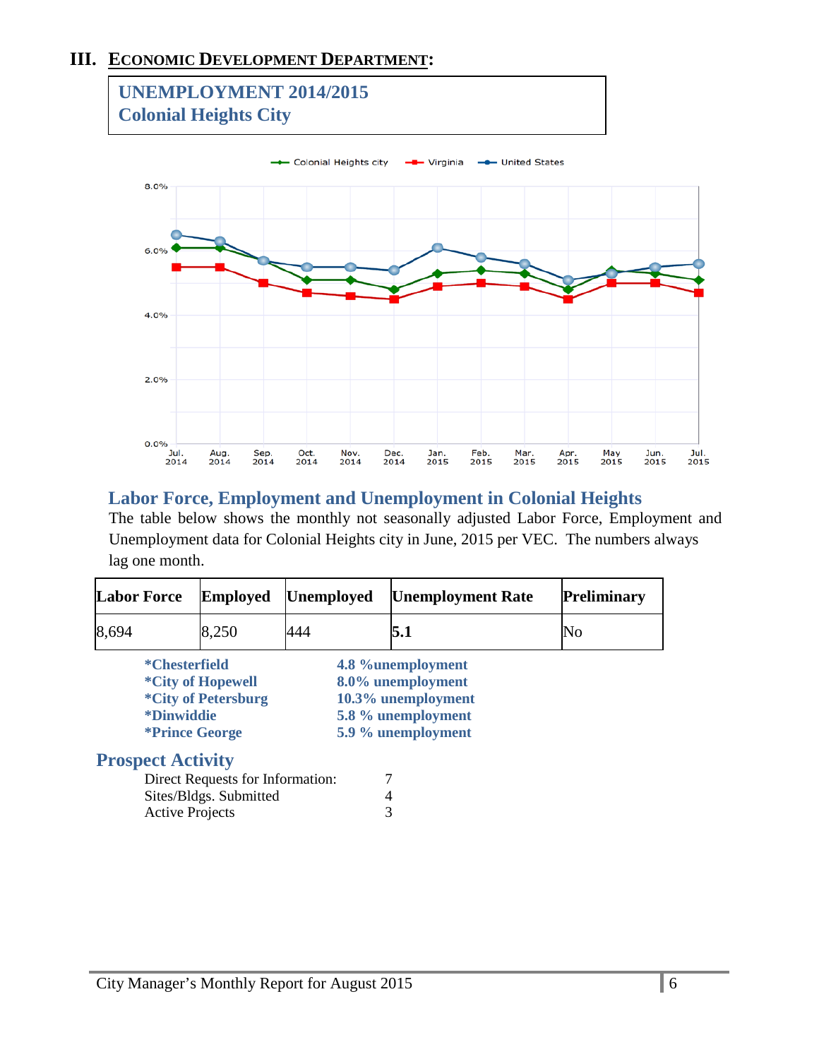## III. ECONOMIC DEVELOPMENT DEPARTMENT:

**UNEMPLOYMENT 2014/2015**
**Colonial Heights City**

### Labor Force, Employment and Unemployment in Colonial Heights

The table below shows the monthly not seasonally adjusted Labor Force, Employment and Unemployment data for Colonial Heights city in June, 2015 per VEC. The numbers always lag one month.

| Labor Force | Employed | Unemployed | Unemployment Rate | Preliminary |
|---|---|---|---|---|
| 8,694 | 8,250 | 444 | **5.1** | No |

| | |
|---|---|
| ***Chesterfield** | **4.8 %unemployment** |
| ***City of Hopewell** | **8.0% unemployment** |
| ***City of Petersburg** | **10.3% unemployment** |
| ***Dinwiddie** | **5.8 % unemployment** |
| ***Prince George** | **5.9 % unemployment** |

### Prospect Activity

| | |
|---|---|
| Direct Requests for Information: | 7 |
| Sites/Bldgs. Submitted | 4 |
| Active Projects | 3 |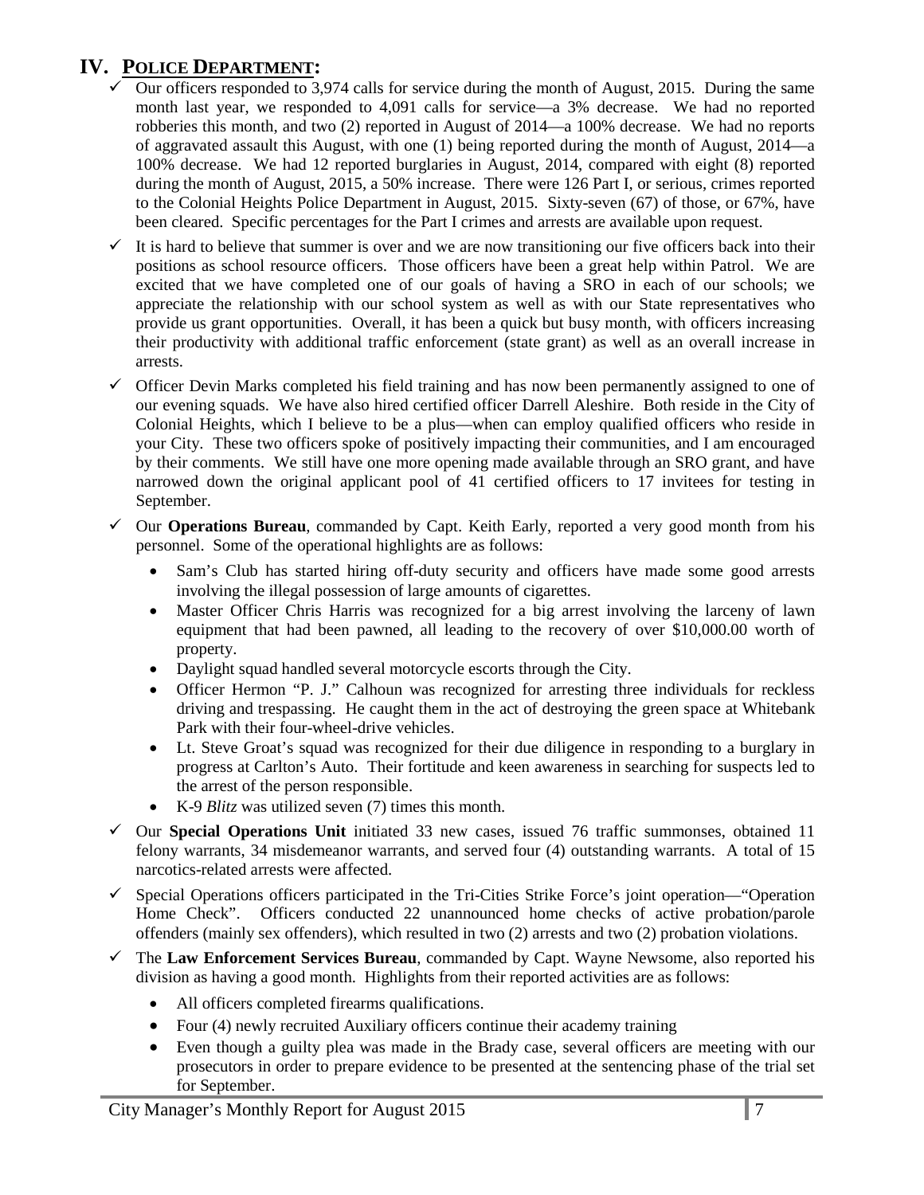# IV. POLICE DEPARTMENT:

- ✓ Our officers responded to 3,974 calls for service during the month of August, 2015. During the same month last year, we responded to 4,091 calls for service—a 3% decrease. We had no reported robberies this month, and two (2) reported in August of 2014—a 100% decrease. We had no reports of aggravated assault this August, with one (1) being reported during the month of August, 2014—a 100% decrease. We had 12 reported burglaries in August, 2014, compared with eight (8) reported during the month of August, 2015, a 50% increase. There were 126 Part I, or serious, crimes reported to the Colonial Heights Police Department in August, 2015. Sixty-seven (67) of those, or 67%, have been cleared. Specific percentages for the Part I crimes and arrests are available upon request.
- ✓ It is hard to believe that summer is over and we are now transitioning our five officers back into their positions as school resource officers. Those officers have been a great help within Patrol. We are excited that we have completed one of our goals of having a SRO in each of our schools; we appreciate the relationship with our school system as well as with our State representatives who provide us grant opportunities. Overall, it has been a quick but busy month, with officers increasing their productivity with additional traffic enforcement (state grant) as well as an overall increase in arrests.
- ✓ Officer Devin Marks completed his field training and has now been permanently assigned to one of our evening squads. We have also hired certified officer Darrell Aleshire. Both reside in the City of Colonial Heights, which I believe to be a plus—when can employ qualified officers who reside in your City. These two officers spoke of positively impacting their communities, and I am encouraged by their comments. We still have one more opening made available through an SRO grant, and have narrowed down the original applicant pool of 41 certified officers to 17 invitees for testing in September.
- ✓ Our **Operations Bureau**, commanded by Capt. Keith Early, reported a very good month from his personnel. Some of the operational highlights are as follows:
  - Sam's Club has started hiring off-duty security and officers have made some good arrests involving the illegal possession of large amounts of cigarettes.
  - Master Officer Chris Harris was recognized for a big arrest involving the larceny of lawn equipment that had been pawned, all leading to the recovery of over $10,000.00 worth of property.
  - Daylight squad handled several motorcycle escorts through the City.
  - Officer Hermon "P. J." Calhoun was recognized for arresting three individuals for reckless driving and trespassing. He caught them in the act of destroying the green space at Whitebank Park with their four-wheel-drive vehicles.
  - Lt. Steve Groat's squad was recognized for their due diligence in responding to a burglary in progress at Carlton's Auto. Their fortitude and keen awareness in searching for suspects led to the arrest of the person responsible.
  - K-9 *Blitz* was utilized seven (7) times this month.
- ✓ Our **Special Operations Unit** initiated 33 new cases, issued 76 traffic summonses, obtained 11 felony warrants, 34 misdemeanor warrants, and served four (4) outstanding warrants. A total of 15 narcotics-related arrests were affected.
- ✓ Special Operations officers participated in the Tri-Cities Strike Force's joint operation—"Operation Home Check". Officers conducted 22 unannounced home checks of active probation/parole offenders (mainly sex offenders), which resulted in two (2) arrests and two (2) probation violations.
- ✓ The **Law Enforcement Services Bureau**, commanded by Capt. Wayne Newsome, also reported his division as having a good month. Highlights from their reported activities are as follows:
  - All officers completed firearms qualifications.
  - Four (4) newly recruited Auxiliary officers continue their academy training
  - Even though a guilty plea was made in the Brady case, several officers are meeting with our prosecutors in order to prepare evidence to be presented at the sentencing phase of the trial set for September.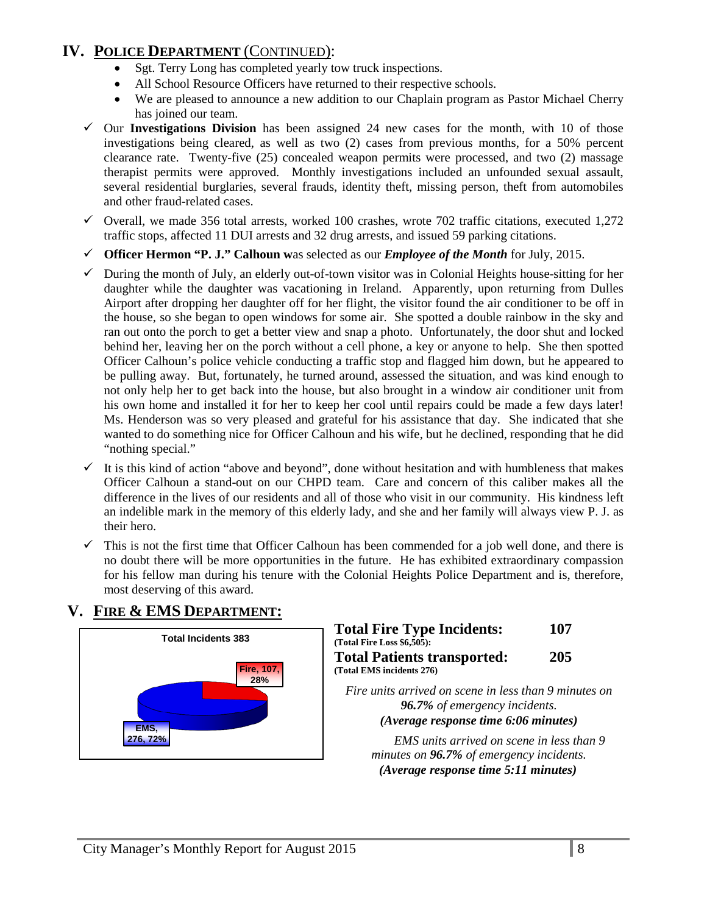## IV. POLICE DEPARTMENT (CONTINUED):

- Sgt. Terry Long has completed yearly tow truck inspections.
- All School Resource Officers have returned to their respective schools.
- We are pleased to announce a new addition to our Chaplain program as Pastor Michael Cherry has joined our team.

- ✓ Our **Investigations Division** has been assigned 24 new cases for the month, with 10 of those investigations being cleared, as well as two (2) cases from previous months, for a 50% percent clearance rate. Twenty-five (25) concealed weapon permits were processed, and two (2) massage therapist permits were approved. Monthly investigations included an unfounded sexual assault, several residential burglaries, several frauds, identity theft, missing person, theft from automobiles and other fraud-related cases.
- ✓ Overall, we made 356 total arrests, worked 100 crashes, wrote 702 traffic citations, executed 1,272 traffic stops, affected 11 DUI arrests and 32 drug arrests, and issued 59 parking citations.
- ✓ **Officer Hermon "P. J." Calhoun w**as selected as our ***Employee of the Month*** for July, 2015.
- ✓ During the month of July, an elderly out-of-town visitor was in Colonial Heights house-sitting for her daughter while the daughter was vacationing in Ireland. Apparently, upon returning from Dulles Airport after dropping her daughter off for her flight, the visitor found the air conditioner to be off in the house, so she began to open windows for some air. She spotted a double rainbow in the sky and ran out onto the porch to get a better view and snap a photo. Unfortunately, the door shut and locked behind her, leaving her on the porch without a cell phone, a key or anyone to help. She then spotted Officer Calhoun's police vehicle conducting a traffic stop and flagged him down, but he appeared to be pulling away. But, fortunately, he turned around, assessed the situation, and was kind enough to not only help her to get back into the house, but also brought in a window air conditioner unit from his own home and installed it for her to keep her cool until repairs could be made a few days later! Ms. Henderson was so very pleased and grateful for his assistance that day. She indicated that she wanted to do something nice for Officer Calhoun and his wife, but he declined, responding that he did "nothing special."
- ✓ It is this kind of action "above and beyond", done without hesitation and with humbleness that makes Officer Calhoun a stand-out on our CHPD team. Care and concern of this caliber makes all the difference in the lives of our residents and all of those who visit in our community. His kindness left an indelible mark in the memory of this elderly lady, and she and her family will always view P. J. as their hero.
- ✓ This is not the first time that Officer Calhoun has been commended for a job well done, and there is no doubt there will be more opportunities in the future. He has exhibited extraordinary compassion for his fellow man during his tenure with the Colonial Heights Police Department and is, therefore, most deserving of this award.

## V. FIRE & EMS DEPARTMENT:

**Total Incidents 383**

- Fire, 107, 28%
- EMS, 276, 72%

**Total Fire Type Incidents: 107**
**(Total Fire Loss $6,505):**

**Total Patients transported: 205**
**(Total EMS incidents 276)**

*Fire units arrived on scene in less than 9 minutes on **96.7%** of emergency incidents.*
***(Average response time 6:06 minutes)***

*EMS units arrived on scene in less than 9 minutes on **96.7%** of emergency incidents.*
***(Average response time 5:11 minutes)***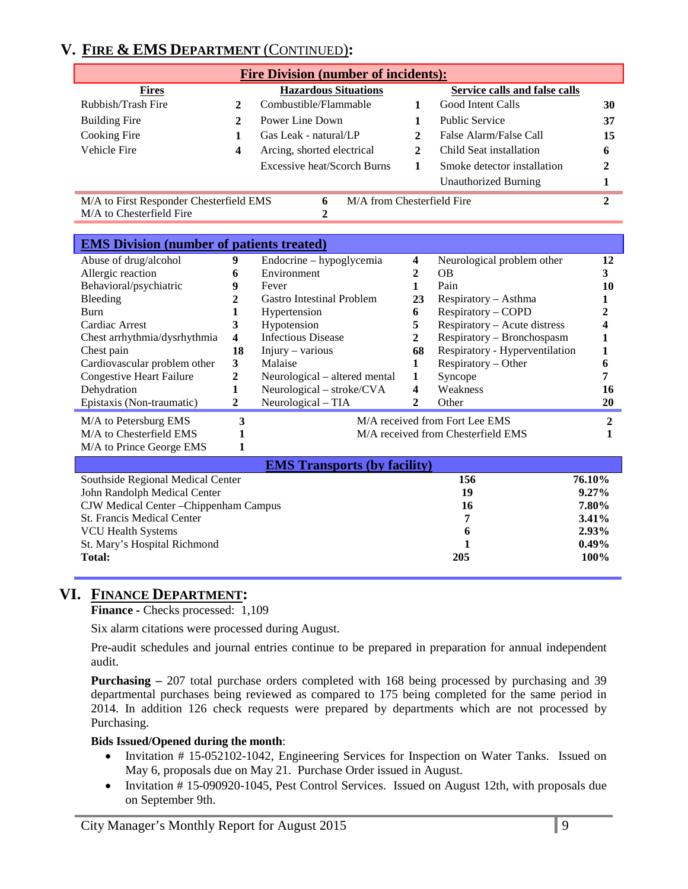## V. FIRE & EMS DEPARTMENT (CONTINUED):

**Fire Division (number of incidents):**

| Fires | | Hazardous Situations | | Service calls and false calls | |
|---|---|---|---|---|---|
| Rubbish/Trash Fire | 2 | Combustible/Flammable | 1 | Good Intent Calls | 30 |
| Building Fire | 2 | Power Line Down | 1 | Public Service | 37 |
| Cooking Fire | 1 | Gas Leak - natural/LP | 2 | False Alarm/False Call | 15 |
| Vehicle Fire | 4 | Arcing, shorted electrical | 2 | Child Seat installation | 6 |
| | | Excessive heat/Scorch Burns | 1 | Smoke detector installation | 2 |
| | | | | Unauthorized Burning | 1 |

| | | | |
|---|---|---|---|
| M/A to First Responder Chesterfield EMS | 6 | M/A from Chesterfield Fire | 2 |
| M/A to Chesterfield Fire | 2 | | |

**EMS Division (number of patients treated)**

| | | | | | |
|---|---|---|---|---|---|
| Abuse of drug/alcohol | 9 | Endocrine – hypoglycemia | 4 | Neurological problem other | 12 |
| Allergic reaction | 6 | Environment | 2 | OB | 3 |
| Behavioral/psychiatric | 9 | Fever | 1 | Pain | 10 |
| Bleeding | 2 | Gastro Intestinal Problem | 23 | Respiratory – Asthma | 1 |
| Burn | 1 | Hypertension | 6 | Respiratory – COPD | 2 |
| Cardiac Arrest | 3 | Hypotension | 5 | Respiratory – Acute distress | 4 |
| Chest arrhythmia/dysrhythmia | 4 | Infectious Disease | 2 | Respiratory – Bronchospasm | 1 |
| Chest pain | 18 | Injury – various | 68 | Respiratory - Hyperventilation | 1 |
| Cardiovascular problem other | 3 | Malaise | 1 | Respiratory – Other | 6 |
| Congestive Heart Failure | 2 | Neurological – altered mental | 1 | Syncope | 7 |
| Dehydration | 1 | Neurological – stroke/CVA | 4 | Weakness | 16 |
| Epistaxis (Non-traumatic) | 2 | Neurological – TIA | 2 | Other | 20 |

| | | | |
|---|---|---|---|
| M/A to Petersburg EMS | 3 | M/A received from Fort Lee EMS | 2 |
| M/A to Chesterfield EMS | 1 | M/A received from Chesterfield EMS | 1 |
| M/A to Prince George EMS | 1 | | |

**EMS Transports (by facility)**

| Facility | Transports | Percent |
|---|---|---|
| Southside Regional Medical Center | 156 | 76.10% |
| John Randolph Medical Center | 19 | 9.27% |
| CJW Medical Center –Chippenham Campus | 16 | 7.80% |
| St. Francis Medical Center | 7 | 3.41% |
| VCU Health Systems | 6 | 2.93% |
| St. Mary's Hospital Richmond | 1 | 0.49% |
| **Total:** | **205** | **100%** |

## VI. FINANCE DEPARTMENT:

**Finance -** Checks processed: 1,109

Six alarm citations were processed during August.

Pre-audit schedules and journal entries continue to be prepared in preparation for annual independent audit.

**Purchasing –** 207 total purchase orders completed with 168 being processed by purchasing and 39 departmental purchases being reviewed as compared to 175 being completed for the same period in 2014. In addition 126 check requests were prepared by departments which are not processed by Purchasing.

**Bids Issued/Opened during the month**:

- Invitation # 15-052102-1042, Engineering Services for Inspection on Water Tanks. Issued on May 6, proposals due on May 21. Purchase Order issued in August.
- Invitation # 15-090920-1045, Pest Control Services. Issued on August 12th, with proposals due on September 9th.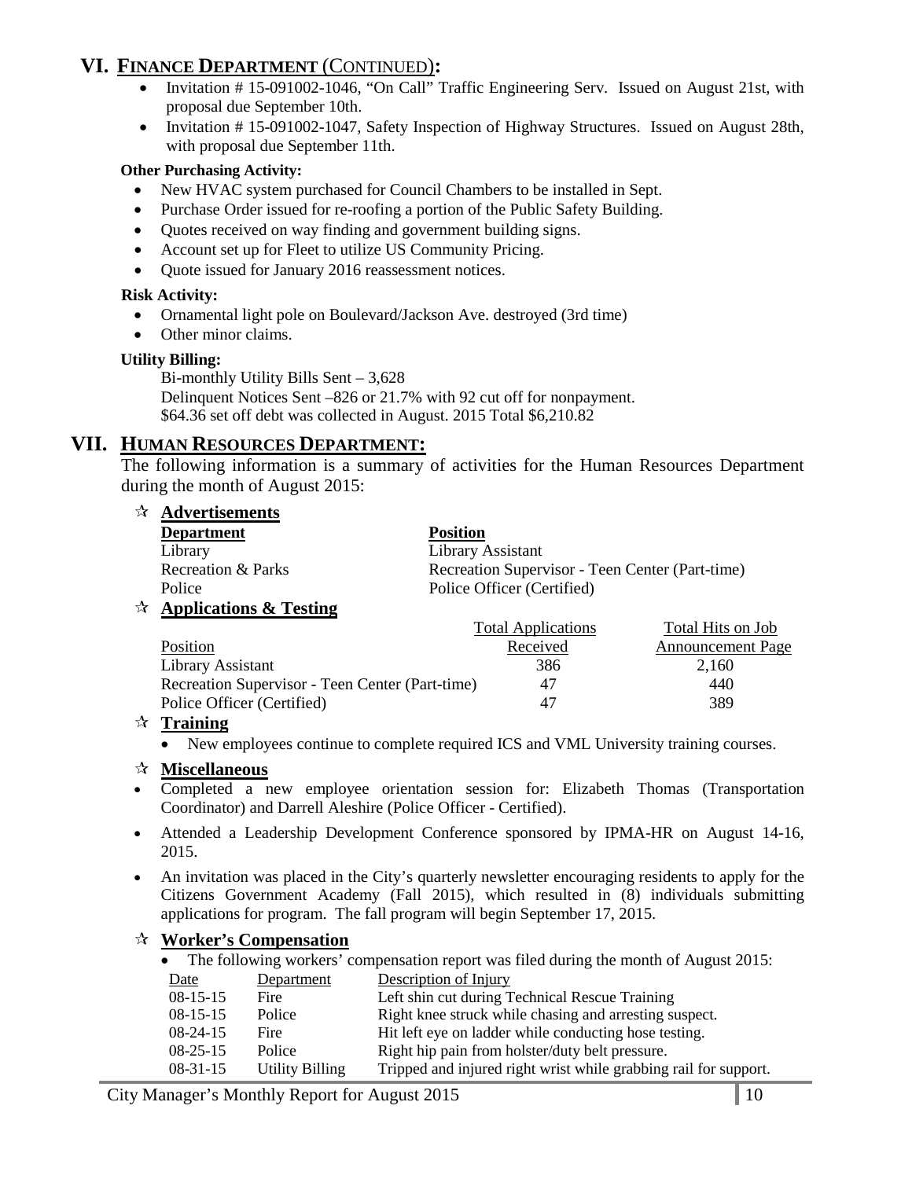## VI. FINANCE DEPARTMENT (CONTINUED):

- Invitation # 15-091002-1046, "On Call" Traffic Engineering Serv. Issued on August 21st, with proposal due September 10th.
- Invitation # 15-091002-1047, Safety Inspection of Highway Structures. Issued on August 28th, with proposal due September 11th.

**Other Purchasing Activity:**

- New HVAC system purchased for Council Chambers to be installed in Sept.
- Purchase Order issued for re-roofing a portion of the Public Safety Building.
- Quotes received on way finding and government building signs.
- Account set up for Fleet to utilize US Community Pricing.
- Quote issued for January 2016 reassessment notices.

**Risk Activity:**

- Ornamental light pole on Boulevard/Jackson Ave. destroyed (3rd time)
- Other minor claims.

**Utility Billing:**

Bi-monthly Utility Bills Sent – 3,628
Delinquent Notices Sent –826 or 21.7% with 92 cut off for nonpayment.
$64.36 set off debt was collected in August. 2015 Total $6,210.82

## VII. HUMAN RESOURCES DEPARTMENT:

The following information is a summary of activities for the Human Resources Department during the month of August 2015:

### ☆ Advertisements

| Department | Position |
|---|---|
| Library | Library Assistant |
| Recreation & Parks | Recreation Supervisor - Teen Center (Part-time) |
| Police | Police Officer (Certified) |

### ☆ Applications & Testing

| Position | Total Applications Received | Total Hits on Job Announcement Page |
|---|---|---|
| Library Assistant | 386 | 2,160 |
| Recreation Supervisor - Teen Center (Part-time) | 47 | 440 |
| Police Officer (Certified) | 47 | 389 |

### ☆ Training

- New employees continue to complete required ICS and VML University training courses.

### ☆ Miscellaneous

- Completed a new employee orientation session for: Elizabeth Thomas (Transportation Coordinator) and Darrell Aleshire (Police Officer - Certified).
- Attended a Leadership Development Conference sponsored by IPMA-HR on August 14-16, 2015.
- An invitation was placed in the City's quarterly newsletter encouraging residents to apply for the Citizens Government Academy (Fall 2015), which resulted in (8) individuals submitting applications for program. The fall program will begin September 17, 2015.

### ☆ Worker's Compensation

- The following workers' compensation report was filed during the month of August 2015:

| Date | Department | Description of Injury |
|---|---|---|
| 08-15-15 | Fire | Left shin cut during Technical Rescue Training |
| 08-15-15 | Police | Right knee struck while chasing and arresting suspect. |
| 08-24-15 | Fire | Hit left eye on ladder while conducting hose testing. |
| 08-25-15 | Police | Right hip pain from holster/duty belt pressure. |
| 08-31-15 | Utility Billing | Tripped and injured right wrist while grabbing rail for support. |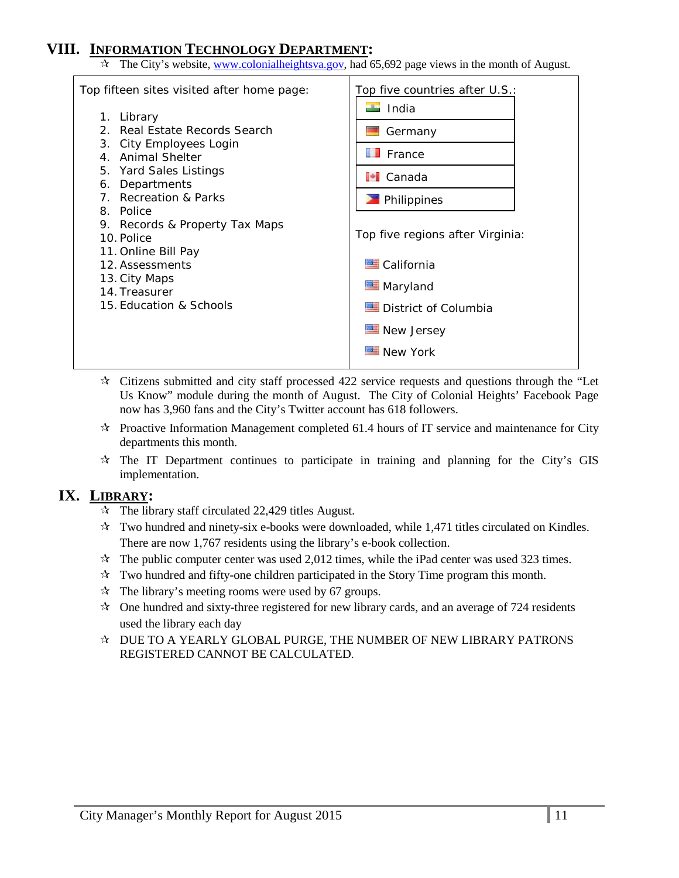## VIII. INFORMATION TECHNOLOGY DEPARTMENT:

- ☆ The City's website, www.colonialheightsva.gov, had 65,692 page views in the month of August.

| Top fifteen sites visited after home page: | Top five countries after U.S.: |
|---|---|
| 1. Library | India |
| 2. Real Estate Records Search | Germany |
| 3. City Employees Login | France |
| 4. Animal Shelter | Canada |
| 5. Yard Sales Listings | Philippines |
| 6. Departments | |
| 7. Recreation & Parks | **Top five regions after Virginia:** |
| 8. Police | California |
| 9. Records & Property Tax Maps | Maryland |
| 10. Police | District of Columbia |
| 11. Online Bill Pay | New Jersey |
| 12. Assessments | New York |
| 13. City Maps | |
| 14. Treasurer | |
| 15. Education & Schools | |

- ☆ Citizens submitted and city staff processed 422 service requests and questions through the "Let Us Know" module during the month of August. The City of Colonial Heights' Facebook Page now has 3,960 fans and the City's Twitter account has 618 followers.
- ☆ Proactive Information Management completed 61.4 hours of IT service and maintenance for City departments this month.
- ☆ The IT Department continues to participate in training and planning for the City's GIS implementation.

## IX. LIBRARY:

- ☆ The library staff circulated 22,429 titles August.
- ☆ Two hundred and ninety-six e-books were downloaded, while 1,471 titles circulated on Kindles. There are now 1,767 residents using the library's e-book collection.
- ☆ The public computer center was used 2,012 times, while the iPad center was used 323 times.
- ☆ Two hundred and fifty-one children participated in the Story Time program this month.
- ☆ The library's meeting rooms were used by 67 groups.
- ☆ One hundred and sixty-three registered for new library cards, and an average of 724 residents used the library each day
- ☆ DUE TO A YEARLY GLOBAL PURGE, THE NUMBER OF NEW LIBRARY PATRONS REGISTERED CANNOT BE CALCULATED.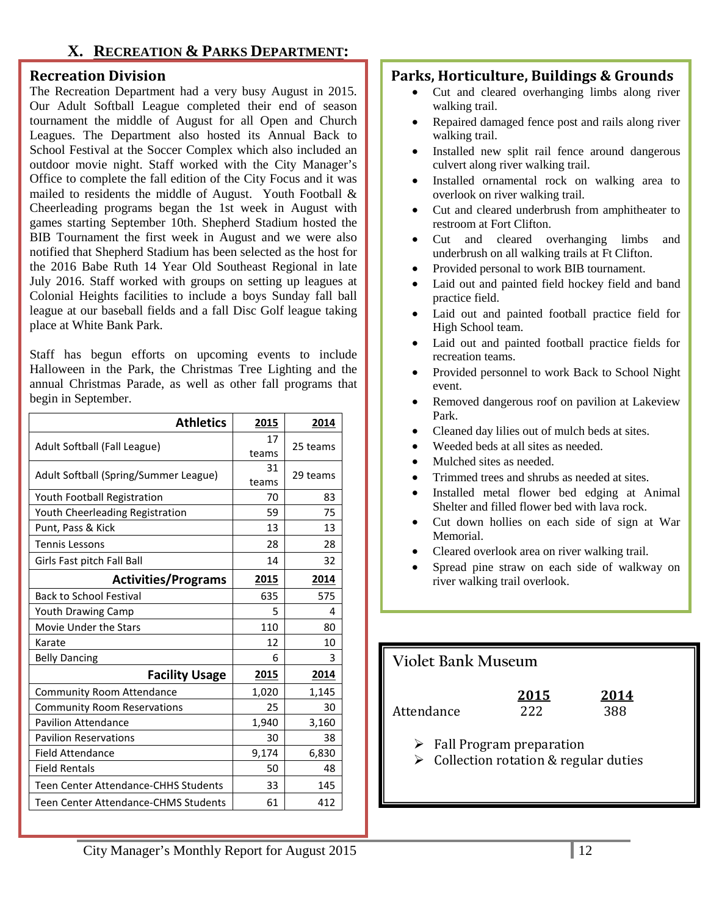## X. RECREATION & PARKS DEPARTMENT:

### Recreation Division

The Recreation Department had a very busy August in 2015. Our Adult Softball League completed their end of season tournament the middle of August for all Open and Church Leagues. The Department also hosted its Annual Back to School Festival at the Soccer Complex which also included an outdoor movie night. Staff worked with the City Manager's Office to complete the fall edition of the City Focus and it was mailed to residents the middle of August. Youth Football & Cheerleading programs began the 1st week in August with games starting September 10th. Shepherd Stadium hosted the BIB Tournament the first week in August and we were also notified that Shepherd Stadium has been selected as the host for the 2016 Babe Ruth 14 Year Old Southeast Regional in late July 2016. Staff worked with groups on setting up leagues at Colonial Heights facilities to include a boys Sunday fall ball league at our baseball fields and a fall Disc Golf league taking place at White Bank Park.

Staff has begun efforts on upcoming events to include Halloween in the Park, the Christmas Tree Lighting and the annual Christmas Parade, as well as other fall programs that begin in September.

| Athletics | 2015 | 2014 |
|---|---|---|
| Adult Softball (Fall League) | 17 teams | 25 teams |
| Adult Softball (Spring/Summer League) | 31 teams | 29 teams |
| Youth Football Registration | 70 | 83 |
| Youth Cheerleading Registration | 59 | 75 |
| Punt, Pass & Kick | 13 | 13 |
| Tennis Lessons | 28 | 28 |
| Girls Fast pitch Fall Ball | 14 | 32 |
| **Activities/Programs** | **2015** | **2014** |
| Back to School Festival | 635 | 575 |
| Youth Drawing Camp | 5 | 4 |
| Movie Under the Stars | 110 | 80 |
| Karate | 12 | 10 |
| Belly Dancing | 6 | 3 |
| **Facility Usage** | **2015** | **2014** |
| Community Room Attendance | 1,020 | 1,145 |
| Community Room Reservations | 25 | 30 |
| Pavilion Attendance | 1,940 | 3,160 |
| Pavilion Reservations | 30 | 38 |
| Field Attendance | 9,174 | 6,830 |
| Field Rentals | 50 | 48 |
| Teen Center Attendance-CHHS Students | 33 | 145 |
| Teen Center Attendance-CHMS Students | 61 | 412 |

### Parks, Horticulture, Buildings & Grounds

- Cut and cleared overhanging limbs along river walking trail.
- Repaired damaged fence post and rails along river walking trail.
- Installed new split rail fence around dangerous culvert along river walking trail.
- Installed ornamental rock on walking area to overlook on river walking trail.
- Cut and cleared underbrush from amphitheater to restroom at Fort Clifton.
- Cut and cleared overhanging limbs and underbrush on all walking trails at Ft Clifton.
- Provided personal to work BIB tournament.
- Laid out and painted field hockey field and band practice field.
- Laid out and painted football practice field for High School team.
- Laid out and painted football practice fields for recreation teams.
- Provided personnel to work Back to School Night event.
- Removed dangerous roof on pavilion at Lakeview Park.
- Cleaned day lilies out of mulch beds at sites.
- Weeded beds at all sites as needed.
- Mulched sites as needed.
- Trimmed trees and shrubs as needed at sites.
- Installed metal flower bed edging at Animal Shelter and filled flower bed with lava rock.
- Cut down hollies on each side of sign at War Memorial.
- Cleared overlook area on river walking trail.
- Spread pine straw on each side of walkway on river walking trail overlook.

### Violet Bank Museum

| | 2015 | 2014 |
|---|---|---|
| Attendance | 222 | 388 |

- Fall Program preparation
- Collection rotation & regular duties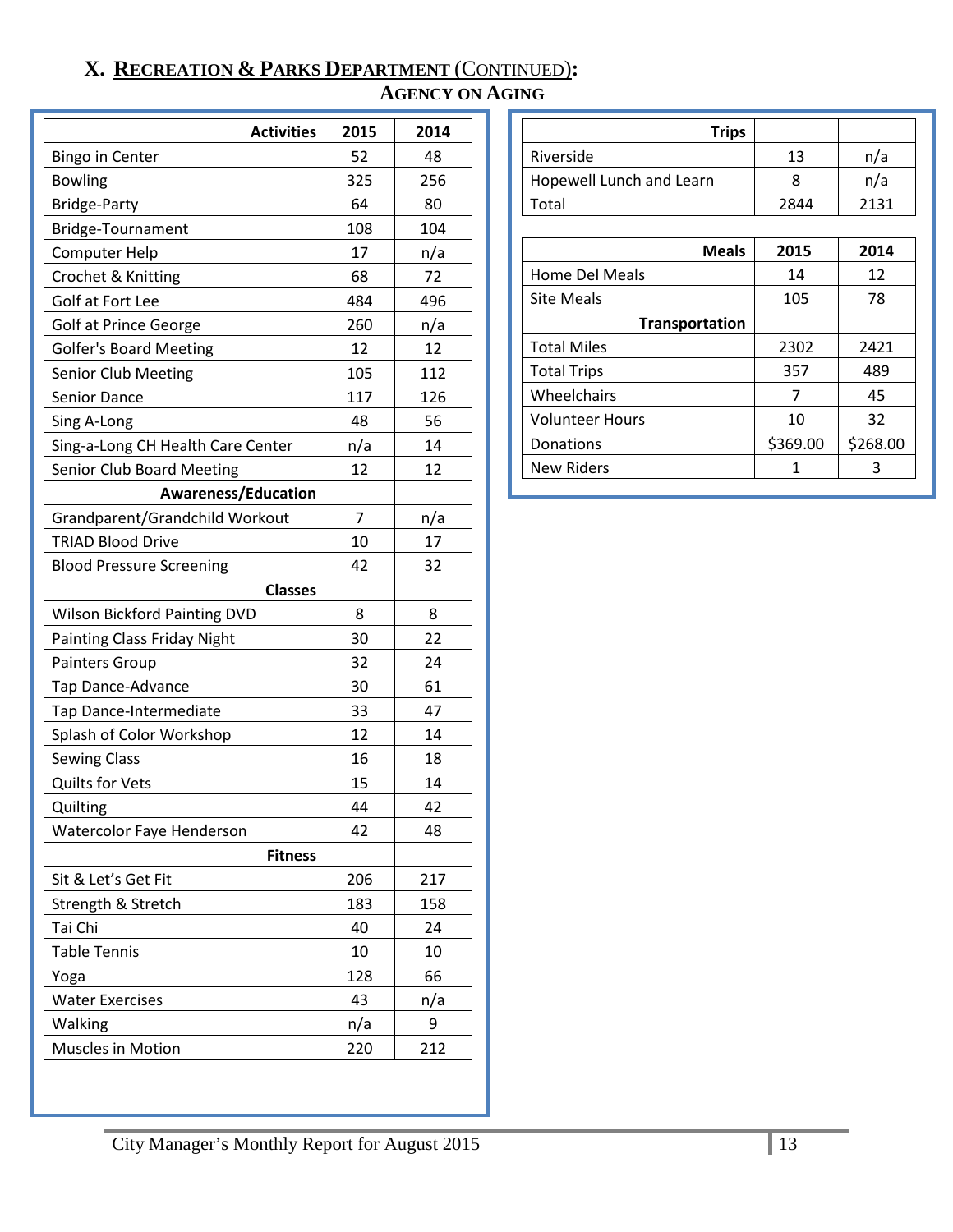## X. Recreation & Parks Department (Continued):

### Agency on Aging

| Activities | 2015 | 2014 |
|---|---|---|
| Bingo in Center | 52 | 48 |
| Bowling | 325 | 256 |
| Bridge-Party | 64 | 80 |
| Bridge-Tournament | 108 | 104 |
| Computer Help | 17 | n/a |
| Crochet & Knitting | 68 | 72 |
| Golf at Fort Lee | 484 | 496 |
| Golf at Prince George | 260 | n/a |
| Golfer's Board Meeting | 12 | 12 |
| Senior Club Meeting | 105 | 112 |
| Senior Dance | 117 | 126 |
| Sing A-Long | 48 | 56 |
| Sing-a-Long CH Health Care Center | n/a | 14 |
| Senior Club Board Meeting | 12 | 12 |
| **Awareness/Education** | | |
| Grandparent/Grandchild Workout | 7 | n/a |
| TRIAD Blood Drive | 10 | 17 |
| Blood Pressure Screening | 42 | 32 |
| **Classes** | | |
| Wilson Bickford Painting DVD | 8 | 8 |
| Painting Class Friday Night | 30 | 22 |
| Painters Group | 32 | 24 |
| Tap Dance-Advance | 30 | 61 |
| Tap Dance-Intermediate | 33 | 47 |
| Splash of Color Workshop | 12 | 14 |
| Sewing Class | 16 | 18 |
| Quilts for Vets | 15 | 14 |
| Quilting | 44 | 42 |
| Watercolor Faye Henderson | 42 | 48 |
| **Fitness** | | |
| Sit & Let's Get Fit | 206 | 217 |
| Strength & Stretch | 183 | 158 |
| Tai Chi | 40 | 24 |
| Table Tennis | 10 | 10 |
| Yoga | 128 | 66 |
| Water Exercises | 43 | n/a |
| Walking | n/a | 9 |
| Muscles in Motion | 220 | 212 |

| Trips | | |
|---|---|---|
| Riverside | 13 | n/a |
| Hopewell Lunch and Learn | 8 | n/a |
| Total | 2844 | 2131 |

| Meals | 2015 | 2014 |
|---|---|---|
| Home Del Meals | 14 | 12 |
| Site Meals | 105 | 78 |
| **Transportation** | | |
| Total Miles | 2302 | 2421 |
| Total Trips | 357 | 489 |
| Wheelchairs | 7 | 45 |
| Volunteer Hours | 10 | 32 |
| Donations | $369.00 | $268.00 |
| New Riders | 1 | 3 |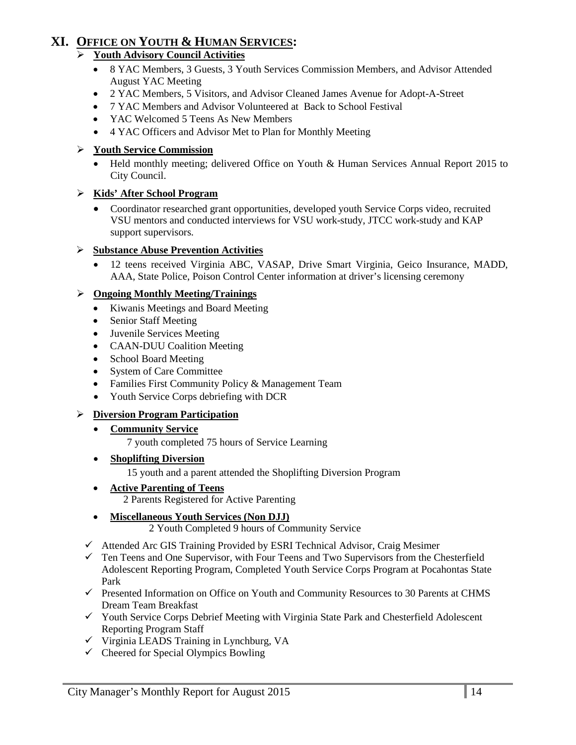# XI. OFFICE ON YOUTH & HUMAN SERVICES:

- **Youth Advisory Council Activities**
  - 8 YAC Members, 3 Guests, 3 Youth Services Commission Members, and Advisor Attended August YAC Meeting
  - 2 YAC Members, 5 Visitors, and Advisor Cleaned James Avenue for Adopt-A-Street
  - 7 YAC Members and Advisor Volunteered at Back to School Festival
  - YAC Welcomed 5 Teens As New Members
  - 4 YAC Officers and Advisor Met to Plan for Monthly Meeting

- **Youth Service Commission**
  - Held monthly meeting; delivered Office on Youth & Human Services Annual Report 2015 to City Council.

- **Kids' After School Program**
  - Coordinator researched grant opportunities, developed youth Service Corps video, recruited VSU mentors and conducted interviews for VSU work-study, JTCC work-study and KAP support supervisors.

- **Substance Abuse Prevention Activities**
  - 12 teens received Virginia ABC, VASAP, Drive Smart Virginia, Geico Insurance, MADD, AAA, State Police, Poison Control Center information at driver's licensing ceremony

- **Ongoing Monthly Meeting/Trainings**
  - Kiwanis Meetings and Board Meeting
  - Senior Staff Meeting
  - Juvenile Services Meeting
  - CAAN-DUU Coalition Meeting
  - School Board Meeting
  - System of Care Committee
  - Families First Community Policy & Management Team
  - Youth Service Corps debriefing with DCR

- **Diversion Program Participation**
  - **Community Service**

    7 youth completed 75 hours of Service Learning
  - **Shoplifting Diversion**

    15 youth and a parent attended the Shoplifting Diversion Program
  - **Active Parenting of Teens**

    2 Parents Registered for Active Parenting
  - **Miscellaneous Youth Services (Non DJJ)**

    2 Youth Completed 9 hours of Community Service

- ✓ Attended Arc GIS Training Provided by ESRI Technical Advisor, Craig Mesimer
- ✓ Ten Teens and One Supervisor, with Four Teens and Two Supervisors from the Chesterfield Adolescent Reporting Program, Completed Youth Service Corps Program at Pocahontas State Park
- ✓ Presented Information on Office on Youth and Community Resources to 30 Parents at CHMS Dream Team Breakfast
- ✓ Youth Service Corps Debrief Meeting with Virginia State Park and Chesterfield Adolescent Reporting Program Staff
- ✓ Virginia LEADS Training in Lynchburg, VA
- ✓ Cheered for Special Olympics Bowling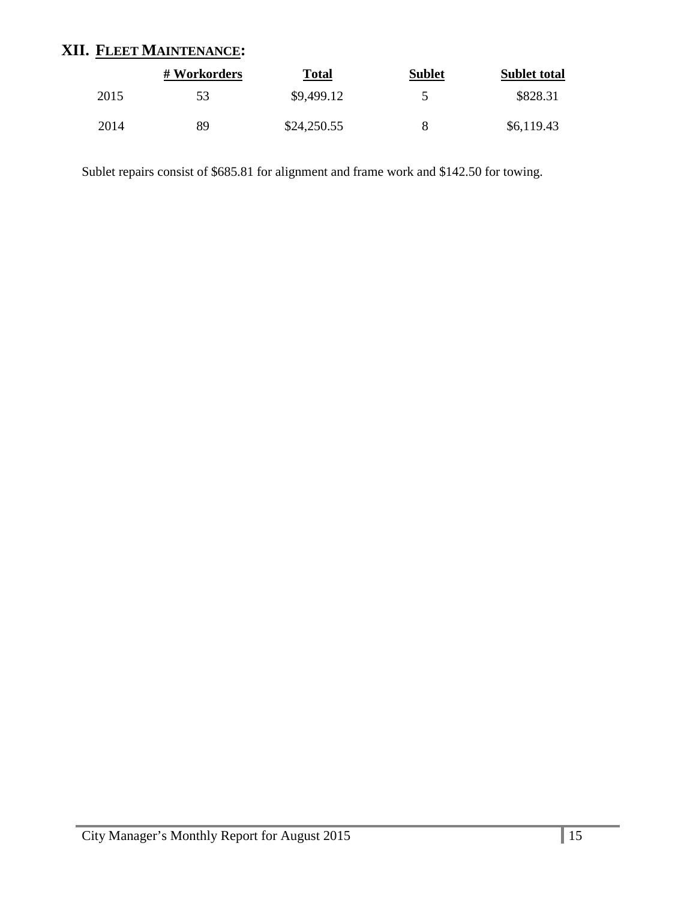## XII. FLEET MAINTENANCE:

| | # Workorders | Total | Sublet | Sublet total |
|---|---|---|---|---|
| 2015 | 53 | $9,499.12 | 5 | $828.31 |
| 2014 | 89 | $24,250.55 | 8 | $6,119.43 |

Sublet repairs consist of $685.81 for alignment and frame work and $142.50 for towing.